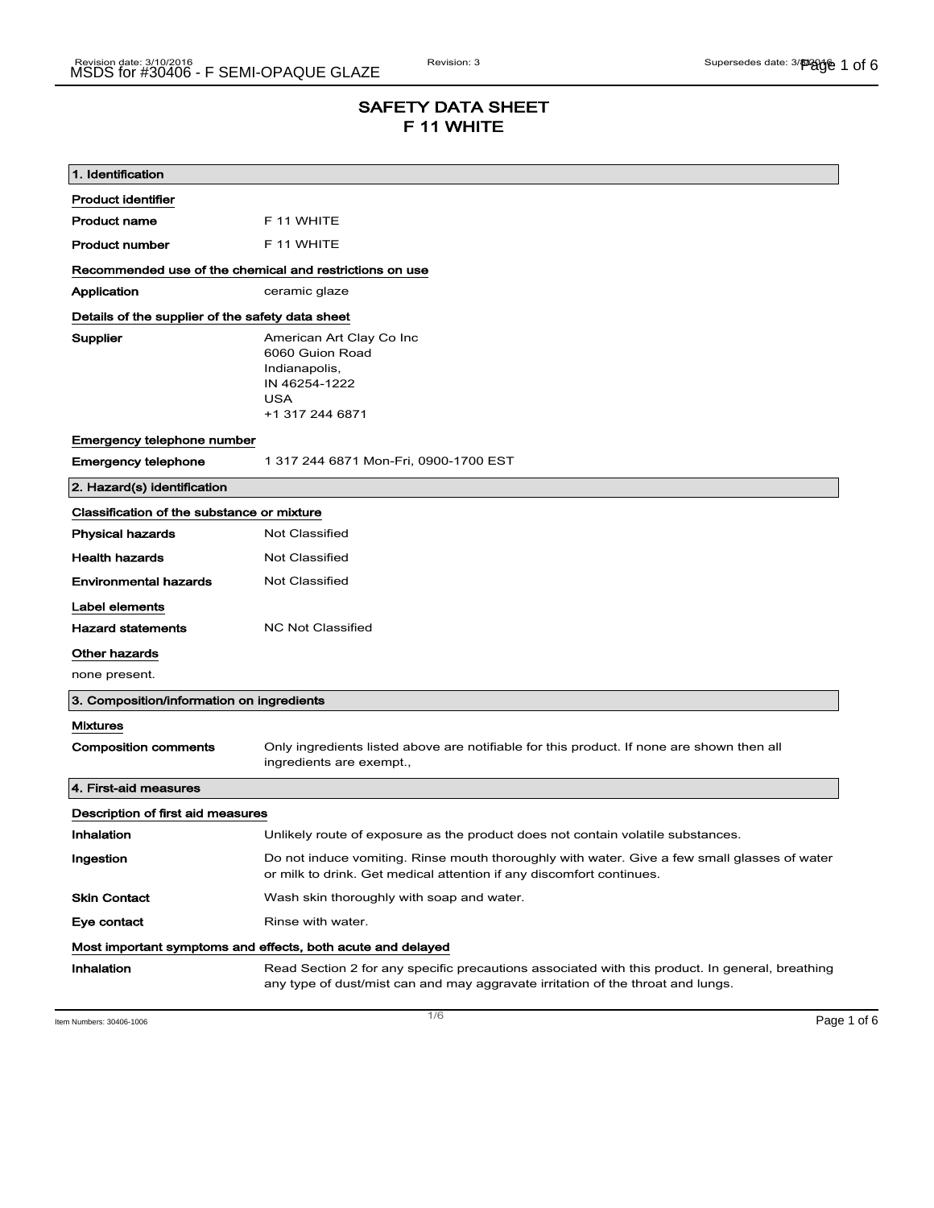# SAFETY DATA SHEET
# F 11 WHITE

## 1. Identification

### Product identifier

| | |
|---|---|
| **Product name** | F 11 WHITE |
| **Product number** | F 11 WHITE |

### Recommended use of the chemical and restrictions on use

| | |
|---|---|
| **Application** | ceramic glaze |

### Details of the supplier of the safety data sheet

| | |
|---|---|
| **Supplier** | American Art Clay Co Inc<br>6060 Guion Road<br>Indianapolis,<br>IN 46254-1222<br>USA<br>+1 317 244 6871 |

### Emergency telephone number

| | |
|---|---|
| **Emergency telephone** | 1 317 244 6871 Mon-Fri, 0900-1700 EST |

## 2. Hazard(s) identification

### Classification of the substance or mixture

| | |
|---|---|
| **Physical hazards** | Not Classified |
| **Health hazards** | Not Classified |
| **Environmental hazards** | Not Classified |

### Label elements

| | |
|---|---|
| **Hazard statements** | NC Not Classified |

### Other hazards

none present.

## 3. Composition/information on ingredients

### Mixtures

| | |
|---|---|
| **Composition comments** | Only ingredients listed above are notifiable for this product. If none are shown then all ingredients are exempt., |

## 4. First-aid measures

### Description of first aid measures

| | |
|---|---|
| **Inhalation** | Unlikely route of exposure as the product does not contain volatile substances. |
| **Ingestion** | Do not induce vomiting. Rinse mouth thoroughly with water. Give a few small glasses of water or milk to drink. Get medical attention if any discomfort continues. |
| **Skin Contact** | Wash skin thoroughly with soap and water. |
| **Eye contact** | Rinse with water. |

### Most important symptoms and effects, both acute and delayed

| | |
|---|---|
| **Inhalation** | Read Section 2 for any specific precautions associated with this product. In general, breathing any type of dust/mist can and may aggravate irritation of the throat and lungs. |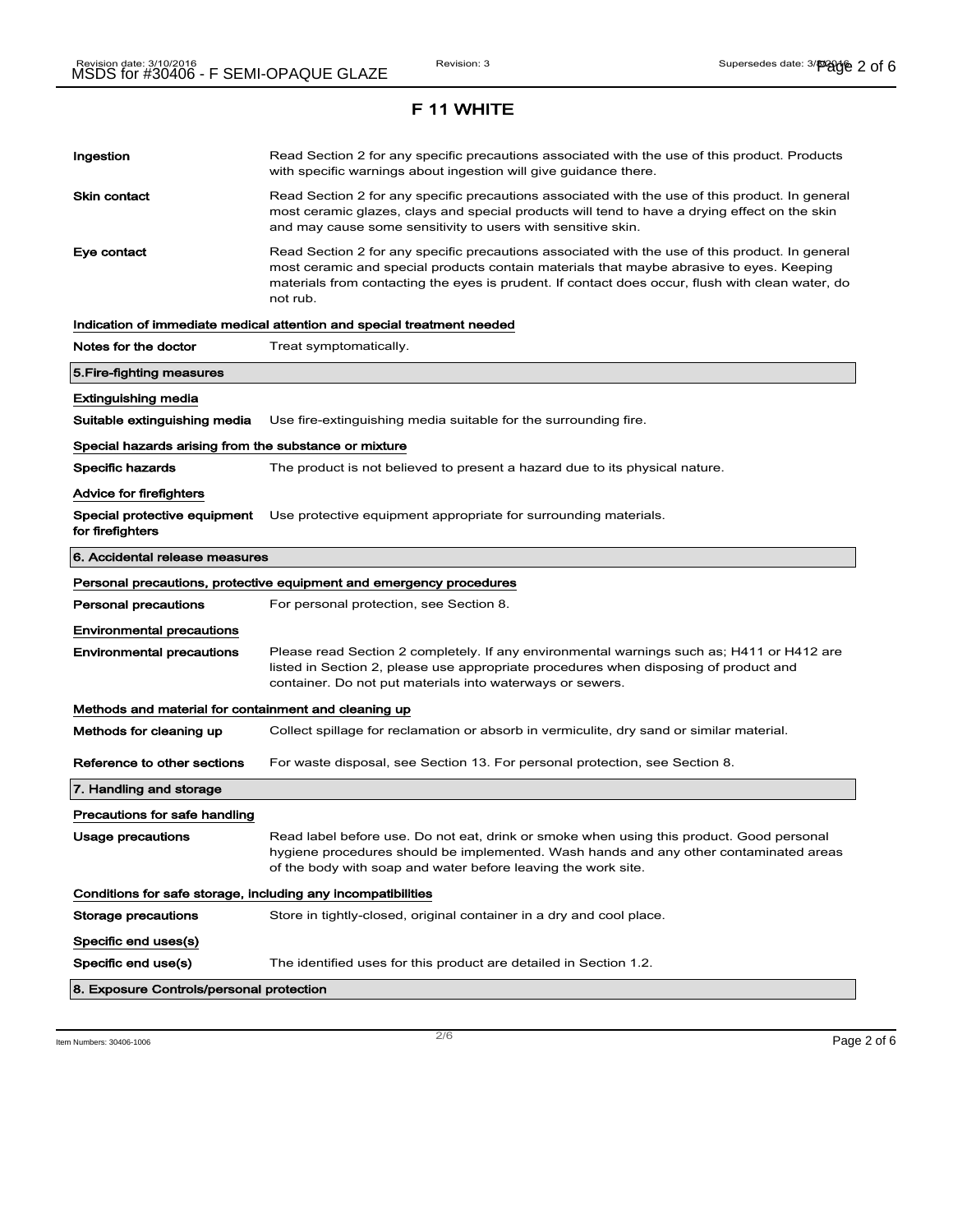## F 11 WHITE

**Ingestion** Read Section 2 for any specific precautions associated with the use of this product. Products with specific warnings about ingestion will give guidance there.

**Skin contact** Read Section 2 for any specific precautions associated with the use of this product. In general most ceramic glazes, clays and special products will tend to have a drying effect on the skin and may cause some sensitivity to users with sensitive skin.

**Eye contact** Read Section 2 for any specific precautions associated with the use of this product. In general most ceramic and special products contain materials that maybe abrasive to eyes. Keeping materials from contacting the eyes is prudent. If contact does occur, flush with clean water, do not rub.

**Indication of immediate medical attention and special treatment needed**

**Notes for the doctor** Treat symptomatically.

### 5.Fire-fighting measures

**Extinguishing media**

**Suitable extinguishing media** Use fire-extinguishing media suitable for the surrounding fire.

**Special hazards arising from the substance or mixture**

**Specific hazards** The product is not believed to present a hazard due to its physical nature.

**Advice for firefighters**

**Special protective equipment for firefighters** Use protective equipment appropriate for surrounding materials.

### 6. Accidental release measures

**Personal precautions, protective equipment and emergency procedures**

**Personal precautions** For personal protection, see Section 8.

**Environmental precautions**

**Environmental precautions** Please read Section 2 completely. If any environmental warnings such as; H411 or H412 are listed in Section 2, please use appropriate procedures when disposing of product and container. Do not put materials into waterways or sewers.

**Methods and material for containment and cleaning up**

**Methods for cleaning up** Collect spillage for reclamation or absorb in vermiculite, dry sand or similar material.

**Reference to other sections** For waste disposal, see Section 13. For personal protection, see Section 8.

### 7. Handling and storage

**Precautions for safe handling**

**Usage precautions** Read label before use. Do not eat, drink or smoke when using this product. Good personal hygiene procedures should be implemented. Wash hands and any other contaminated areas of the body with soap and water before leaving the work site.

**Conditions for safe storage, including any incompatibilities**

**Storage precautions** Store in tightly-closed, original container in a dry and cool place.

**Specific end uses(s)**

**Specific end use(s)** The identified uses for this product are detailed in Section 1.2.

### 8. Exposure Controls/personal protection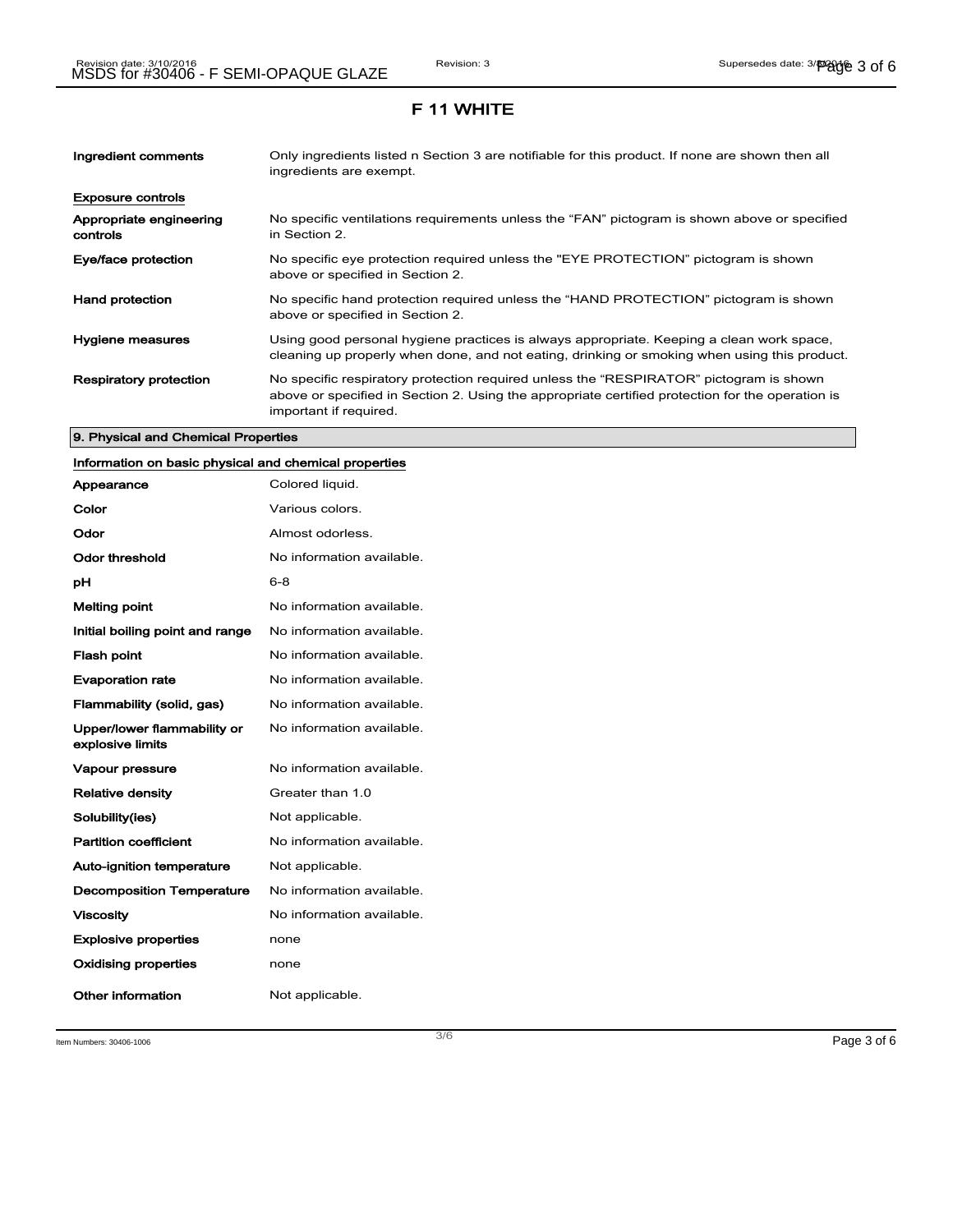## F 11 WHITE

| | |
|---|---|
| **Ingredient comments** | Only ingredients listed n Section 3 are notifiable for this product. If none are shown then all ingredients are exempt. |

**Exposure controls**

| | |
|---|---|
| **Appropriate engineering controls** | No specific ventilations requirements unless the “FAN” pictogram is shown above or specified in Section 2. |
| **Eye/face protection** | No specific eye protection required unless the "EYE PROTECTION" pictogram is shown above or specified in Section 2. |
| **Hand protection** | No specific hand protection required unless the “HAND PROTECTION” pictogram is shown above or specified in Section 2. |
| **Hygiene measures** | Using good personal hygiene practices is always appropriate. Keeping a clean work space, cleaning up properly when done, and not eating, drinking or smoking when using this product. |
| **Respiratory protection** | No specific respiratory protection required unless the “RESPIRATOR” pictogram is shown above or specified in Section 2. Using the appropriate certified protection for the operation is important if required. |

### 9. Physical and Chemical Properties

**Information on basic physical and chemical properties**

| | |
|---|---|
| **Appearance** | Colored liquid. |
| **Color** | Various colors. |
| **Odor** | Almost odorless. |
| **Odor threshold** | No information available. |
| **pH** | 6-8 |
| **Melting point** | No information available. |
| **Initial boiling point and range** | No information available. |
| **Flash point** | No information available. |
| **Evaporation rate** | No information available. |
| **Flammability (solid, gas)** | No information available. |
| **Upper/lower flammability or explosive limits** | No information available. |
| **Vapour pressure** | No information available. |
| **Relative density** | Greater than 1.0 |
| **Solubility(ies)** | Not applicable. |
| **Partition coefficient** | No information available. |
| **Auto-ignition temperature** | Not applicable. |
| **Decomposition Temperature** | No information available. |
| **Viscosity** | No information available. |
| **Explosive properties** | none |
| **Oxidising properties** | none |
| **Other information** | Not applicable. |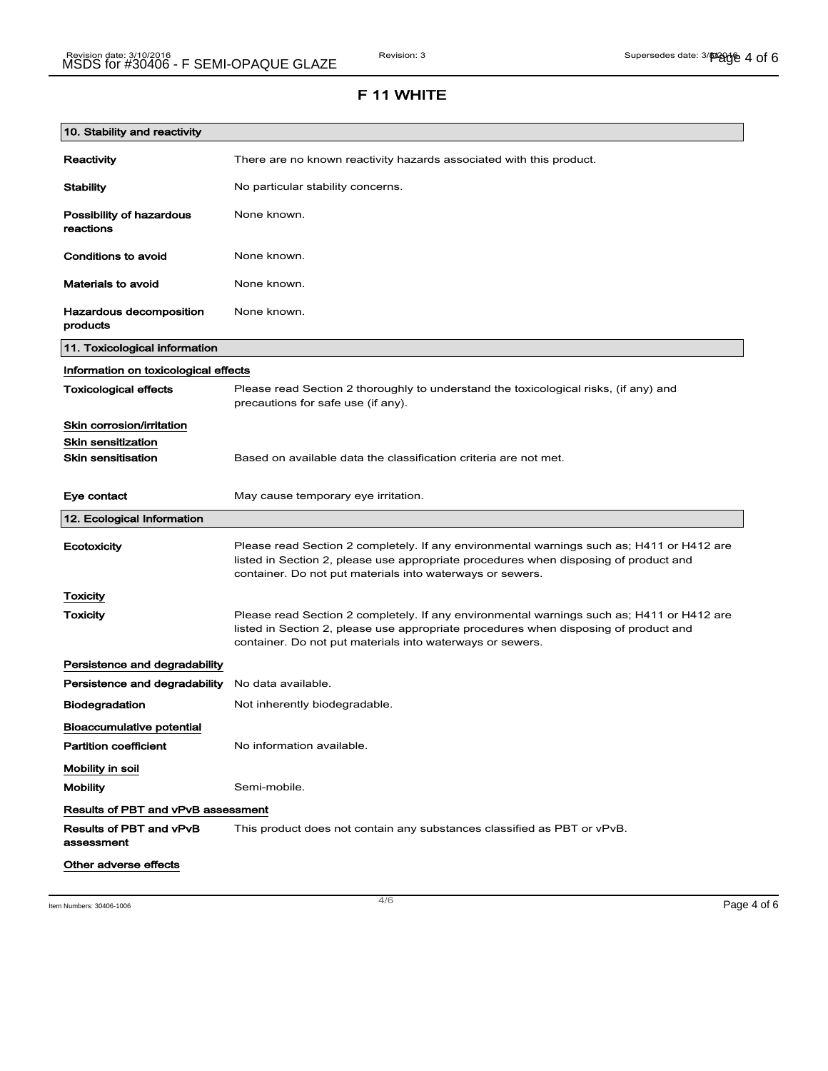# F 11 WHITE

## 10. Stability and reactivity

| | |
|---|---|
| **Reactivity** | There are no known reactivity hazards associated with this product. |
| **Stability** | No particular stability concerns. |
| **Possibility of hazardous reactions** | None known. |
| **Conditions to avoid** | None known. |
| **Materials to avoid** | None known. |
| **Hazardous decomposition products** | None known. |

## 11. Toxicological information

**Information on toxicological effects**

| | |
|---|---|
| **Toxicological effects** | Please read Section 2 thoroughly to understand the toxicological risks, (if any) and precautions for safe use (if any). |

**Skin corrosion/irritation**

**Skin sensitization**

| | |
|---|---|
| **Skin sensitisation** | Based on available data the classification criteria are not met. |
| **Eye contact** | May cause temporary eye irritation. |

## 12. Ecological Information

| | |
|---|---|
| **Ecotoxicity** | Please read Section 2 completely. If any environmental warnings such as; H411 or H412 are listed in Section 2, please use appropriate procedures when disposing of product and container. Do not put materials into waterways or sewers. |

**Toxicity**

| | |
|---|---|
| **Toxicity** | Please read Section 2 completely. If any environmental warnings such as; H411 or H412 are listed in Section 2, please use appropriate procedures when disposing of product and container. Do not put materials into waterways or sewers. |

**Persistence and degradability**

| | |
|---|---|
| **Persistence and degradability** | No data available. |
| **Biodegradation** | Not inherently biodegradable. |

**Bioaccumulative potential**

| | |
|---|---|
| **Partition coefficient** | No information available. |

**Mobility in soil**

| | |
|---|---|
| **Mobility** | Semi-mobile. |

**Results of PBT and vPvB assessment**

| | |
|---|---|
| **Results of PBT and vPvB assessment** | This product does not contain any substances classified as PBT or vPvB. |

**Other adverse effects**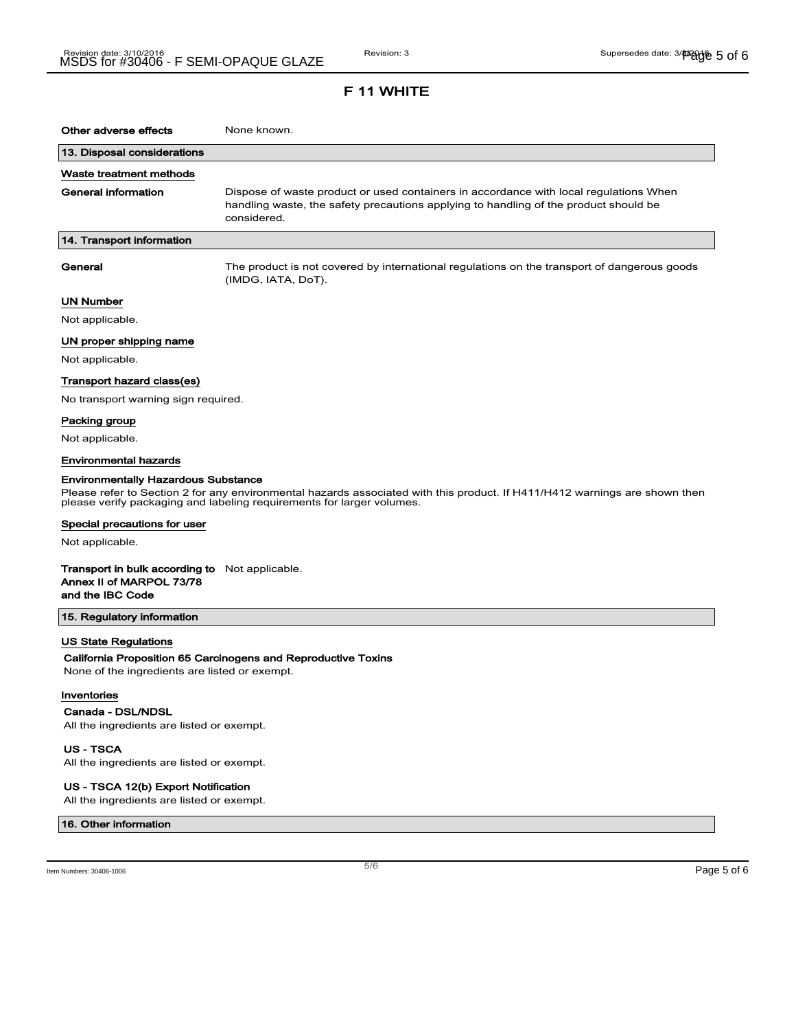# F 11 WHITE

**Other adverse effects** None known.

## 13. Disposal considerations

### Waste treatment methods

**General information** Dispose of waste product or used containers in accordance with local regulations When handling waste, the safety precautions applying to handling of the product should be considered.

## 14. Transport information

**General** The product is not covered by international regulations on the transport of dangerous goods (IMDG, IATA, DoT).

### UN Number

Not applicable.

### UN proper shipping name

Not applicable.

### Transport hazard class(es)

No transport warning sign required.

### Packing group

Not applicable.

### Environmental hazards

**Environmentally Hazardous Substance**

Please refer to Section 2 for any environmental hazards associated with this product. If H411/H412 warnings are shown then please verify packaging and labeling requirements for larger volumes.

### Special precautions for user

Not applicable.

**Transport in bulk according to Annex II of MARPOL 73/78 and the IBC Code** Not applicable.

## 15. Regulatory information

### US State Regulations

**California Proposition 65 Carcinogens and Reproductive Toxins**

None of the ingredients are listed or exempt.

### Inventories

**Canada - DSL/NDSL**

All the ingredients are listed or exempt.

**US - TSCA**

All the ingredients are listed or exempt.

**US - TSCA 12(b) Export Notification**

All the ingredients are listed or exempt.

## 16. Other information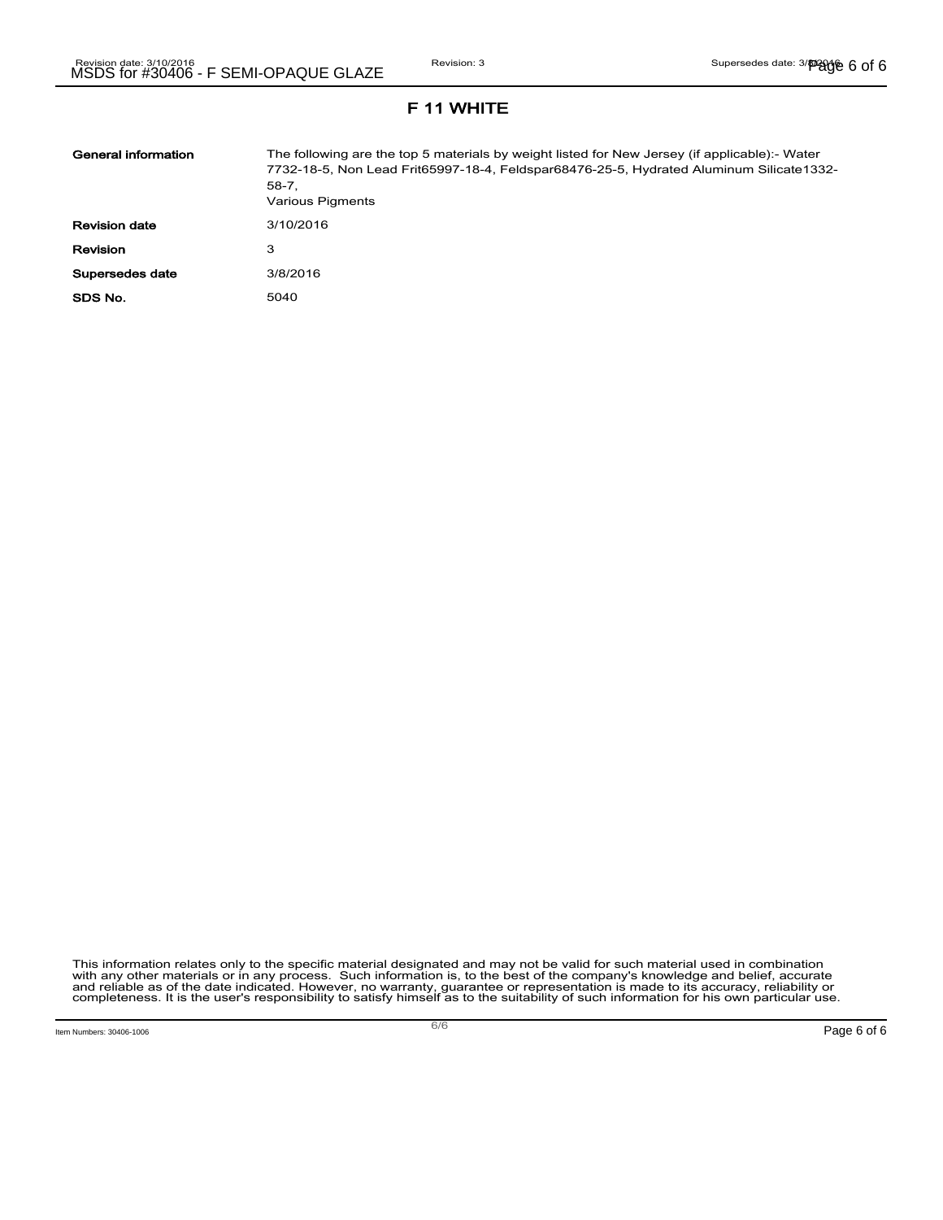# F 11 WHITE

| | |
|---|---|
| **General information** | The following are the top 5 materials by weight listed for New Jersey (if applicable):- Water 7732-18-5, Non Lead Frit65997-18-4, Feldspar68476-25-5, Hydrated Aluminum Silicate1332-58-7, Various Pigments |
| **Revision date** | 3/10/2016 |
| **Revision** | 3 |
| **Supersedes date** | 3/8/2016 |
| **SDS No.** | 5040 |

This information relates only to the specific material designated and may not be valid for such material used in combination with any other materials or in any process. Such information is, to the best of the company's knowledge and belief, accurate and reliable as of the date indicated. However, no warranty, guarantee or representation is made to its accuracy, reliability or completeness. It is the user's responsibility to satisfy himself as to the suitability of such information for his own particular use.

Item Numbers: 30406-1006